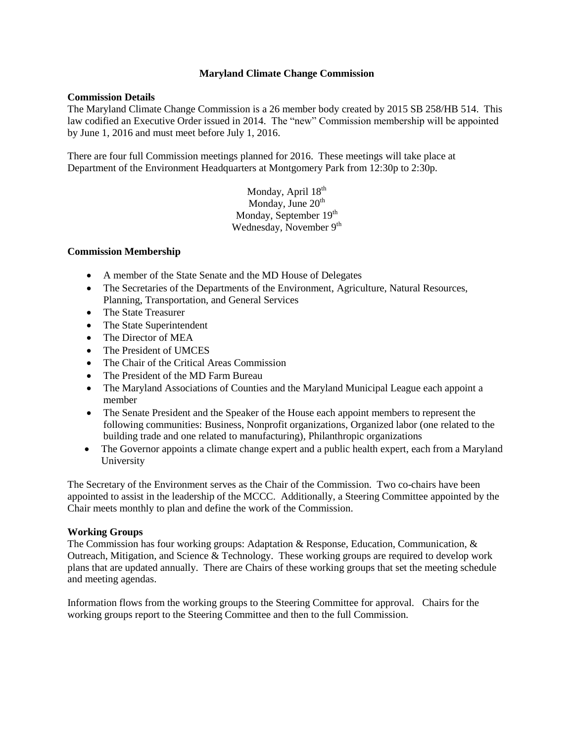# Maryland Climate Change Commission

## Commission Details

The Maryland Climate Change Commission is a 26 member body created by 2015 SB 258/HB 514. This law codified an Executive Order issued in 2014. The "new" Commission membership will be appointed by June 1, 2016 and must meet before July 1, 2016.

There are four full Commission meetings planned for 2016. These meetings will take place at Department of the Environment Headquarters at Montgomery Park from 12:30p to 2:30p.

Monday, April 18th
Monday, June 20th
Monday, September 19th
Wednesday, November 9th

## Commission Membership

- A member of the State Senate and the MD House of Delegates
- The Secretaries of the Departments of the Environment, Agriculture, Natural Resources, Planning, Transportation, and General Services
- The State Treasurer
- The State Superintendent
- The Director of MEA
- The President of UMCES
- The Chair of the Critical Areas Commission
- The President of the MD Farm Bureau
- The Maryland Associations of Counties and the Maryland Municipal League each appoint a member
- The Senate President and the Speaker of the House each appoint members to represent the following communities: Business, Nonprofit organizations, Organized labor (one related to the building trade and one related to manufacturing), Philanthropic organizations
- The Governor appoints a climate change expert and a public health expert, each from a Maryland University

The Secretary of the Environment serves as the Chair of the Commission. Two co-chairs have been appointed to assist in the leadership of the MCCC. Additionally, a Steering Committee appointed by the Chair meets monthly to plan and define the work of the Commission.

## Working Groups

The Commission has four working groups: Adaptation & Response, Education, Communication, & Outreach, Mitigation, and Science & Technology. These working groups are required to develop work plans that are updated annually. There are Chairs of these working groups that set the meeting schedule and meeting agendas.

Information flows from the working groups to the Steering Committee for approval. Chairs for the working groups report to the Steering Committee and then to the full Commission.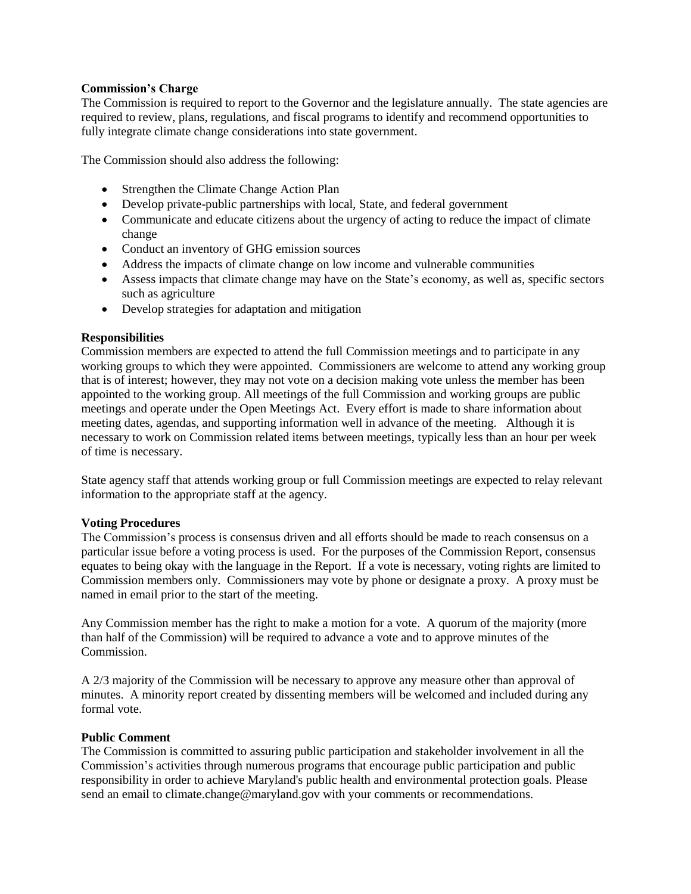**Commission's Charge**

The Commission is required to report to the Governor and the legislature annually. The state agencies are required to review, plans, regulations, and fiscal programs to identify and recommend opportunities to fully integrate climate change considerations into state government.

The Commission should also address the following:

- Strengthen the Climate Change Action Plan
- Develop private-public partnerships with local, State, and federal government
- Communicate and educate citizens about the urgency of acting to reduce the impact of climate change
- Conduct an inventory of GHG emission sources
- Address the impacts of climate change on low income and vulnerable communities
- Assess impacts that climate change may have on the State's economy, as well as, specific sectors such as agriculture
- Develop strategies for adaptation and mitigation

**Responsibilities**

Commission members are expected to attend the full Commission meetings and to participate in any working groups to which they were appointed. Commissioners are welcome to attend any working group that is of interest; however, they may not vote on a decision making vote unless the member has been appointed to the working group. All meetings of the full Commission and working groups are public meetings and operate under the Open Meetings Act. Every effort is made to share information about meeting dates, agendas, and supporting information well in advance of the meeting. Although it is necessary to work on Commission related items between meetings, typically less than an hour per week of time is necessary.

State agency staff that attends working group or full Commission meetings are expected to relay relevant information to the appropriate staff at the agency.

**Voting Procedures**

The Commission's process is consensus driven and all efforts should be made to reach consensus on a particular issue before a voting process is used. For the purposes of the Commission Report, consensus equates to being okay with the language in the Report. If a vote is necessary, voting rights are limited to Commission members only. Commissioners may vote by phone or designate a proxy. A proxy must be named in email prior to the start of the meeting.

Any Commission member has the right to make a motion for a vote. A quorum of the majority (more than half of the Commission) will be required to advance a vote and to approve minutes of the Commission.

A 2/3 majority of the Commission will be necessary to approve any measure other than approval of minutes. A minority report created by dissenting members will be welcomed and included during any formal vote.

**Public Comment**

The Commission is committed to assuring public participation and stakeholder involvement in all the Commission's activities through numerous programs that encourage public participation and public responsibility in order to achieve Maryland's public health and environmental protection goals. Please send an email to climate.change@maryland.gov with your comments or recommendations.